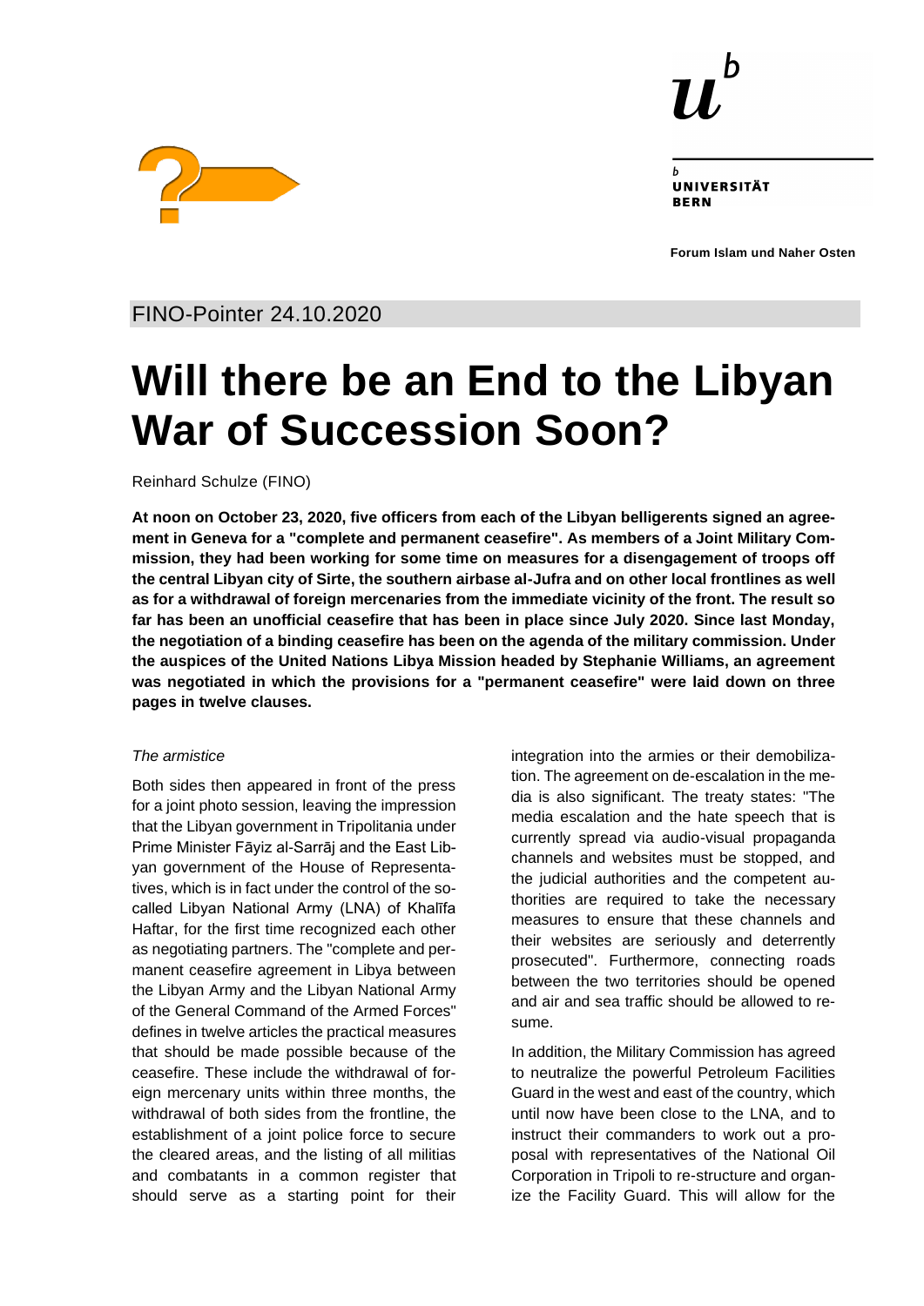UNIVERSITÄT BERN

Forum Islam und Naher Osten

FINO-Pointer 24.10.2020

# Will there be an End to the Libyan War of Succession Soon?

Reinhard Schulze (FINO)

**At noon on October 23, 2020, five officers from each of the Libyan belligerents signed an agreement in Geneva for a "complete and permanent ceasefire". As members of a Joint Military Commission, they had been working for some time on measures for a disengagement of troops off the central Libyan city of Sirte, the southern airbase al-Jufra and on other local frontlines as well as for a withdrawal of foreign mercenaries from the immediate vicinity of the front. The result so far has been an unofficial ceasefire that has been in place since July 2020. Since last Monday, the negotiation of a binding ceasefire has been on the agenda of the military commission. Under the auspices of the United Nations Libya Mission headed by Stephanie Williams, an agreement was negotiated in which the provisions for a "permanent ceasefire" were laid down on three pages in twelve clauses.**

*The armistice*

Both sides then appeared in front of the press for a joint photo session, leaving the impression that the Libyan government in Tripolitania under Prime Minister Fāyiz al-Sarrāj and the East Libyan government of the House of Representatives, which is in fact under the control of the so-called Libyan National Army (LNA) of Khalīfa Haftar, for the first time recognized each other as negotiating partners. The "complete and permanent ceasefire agreement in Libya between the Libyan Army and the Libyan National Army of the General Command of the Armed Forces" defines in twelve articles the practical measures that should be made possible because of the ceasefire. These include the withdrawal of foreign mercenary units within three months, the withdrawal of both sides from the frontline, the establishment of a joint police force to secure the cleared areas, and the listing of all militias and combatants in a common register that should serve as a starting point for their integration into the armies or their demobilization. The agreement on de-escalation in the media is also significant. The treaty states: "The media escalation and the hate speech that is currently spread via audio-visual propaganda channels and websites must be stopped, and the judicial authorities and the competent authorities are required to take the necessary measures to ensure that these channels and their websites are seriously and deterrently prosecuted". Furthermore, connecting roads between the two territories should be opened and air and sea traffic should be allowed to resume.

In addition, the Military Commission has agreed to neutralize the powerful Petroleum Facilities Guard in the west and east of the country, which until now have been close to the LNA, and to instruct their commanders to work out a proposal with representatives of the National Oil Corporation in Tripoli to re-structure and organize the Facility Guard. This will allow for the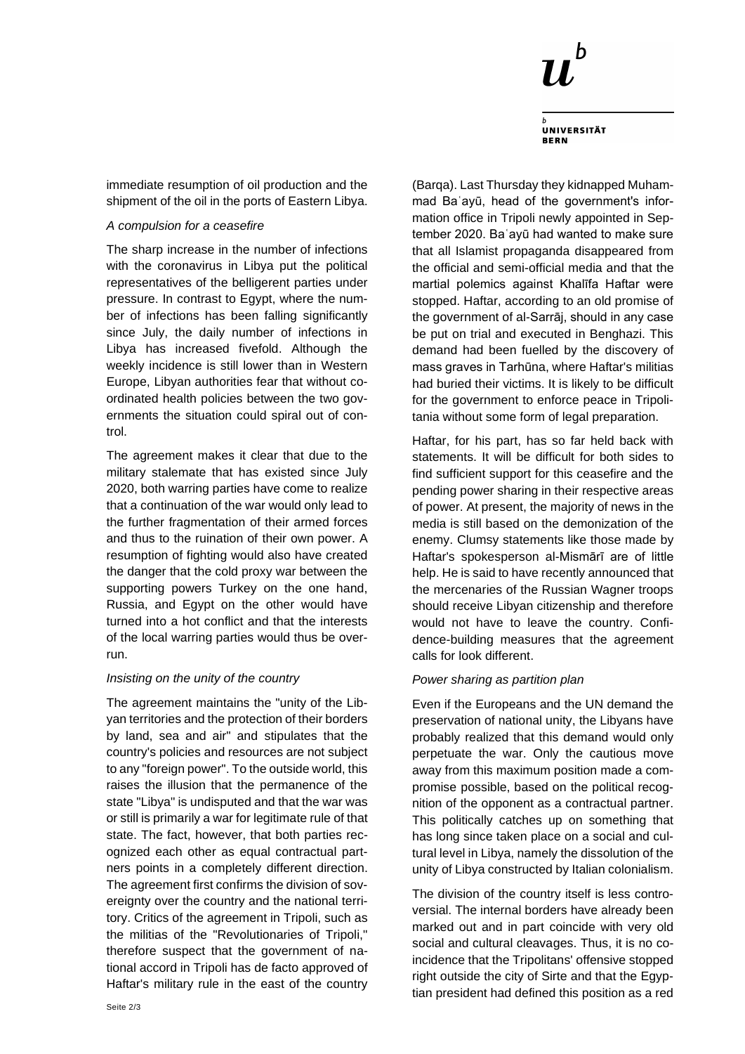immediate resumption of oil production and the shipment of the oil in the ports of Eastern Libya.

*A compulsion for a ceasefire*

The sharp increase in the number of infections with the coronavirus in Libya put the political representatives of the belligerent parties under pressure. In contrast to Egypt, where the number of infections has been falling significantly since July, the daily number of infections in Libya has increased fivefold. Although the weekly incidence is still lower than in Western Europe, Libyan authorities fear that without coordinated health policies between the two governments the situation could spiral out of control.

The agreement makes it clear that due to the military stalemate that has existed since July 2020, both warring parties have come to realize that a continuation of the war would only lead to the further fragmentation of their armed forces and thus to the ruination of their own power. A resumption of fighting would also have created the danger that the cold proxy war between the supporting powers Turkey on the one hand, Russia, and Egypt on the other would have turned into a hot conflict and that the interests of the local warring parties would thus be overrun.

*Insisting on the unity of the country*

The agreement maintains the "unity of the Libyan territories and the protection of their borders by land, sea and air" and stipulates that the country's policies and resources are not subject to any "foreign power". To the outside world, this raises the illusion that the permanence of the state "Libya" is undisputed and that the war was or still is primarily a war for legitimate rule of that state. The fact, however, that both parties recognized each other as equal contractual partners points in a completely different direction. The agreement first confirms the division of sovereignty over the country and the national territory. Critics of the agreement in Tripoli, such as the militias of the "Revolutionaries of Tripoli," therefore suspect that the government of national accord in Tripoli has de facto approved of Haftar's military rule in the east of the country (Barqa). Last Thursday they kidnapped Muhammad Baʿayū, head of the government's information office in Tripoli newly appointed in September 2020. Baʿayū had wanted to make sure that all Islamist propaganda disappeared from the official and semi-official media and that the martial polemics against Khalīfa Haftar were stopped. Haftar, according to an old promise of the government of al-Sarrāj, should in any case be put on trial and executed in Benghazi. This demand had been fuelled by the discovery of mass graves in Tarhūna, where Haftar's militias had buried their victims. It is likely to be difficult for the government to enforce peace in Tripolitania without some form of legal preparation.

Haftar, for his part, has so far held back with statements. It will be difficult for both sides to find sufficient support for this ceasefire and the pending power sharing in their respective areas of power. At present, the majority of news in the media is still based on the demonization of the enemy. Clumsy statements like those made by Haftar's spokesperson al-Mismārī are of little help. He is said to have recently announced that the mercenaries of the Russian Wagner troops should receive Libyan citizenship and therefore would not have to leave the country. Confidence-building measures that the agreement calls for look different.

*Power sharing as partition plan*

Even if the Europeans and the UN demand the preservation of national unity, the Libyans have probably realized that this demand would only perpetuate the war. Only the cautious move away from this maximum position made a compromise possible, based on the political recognition of the opponent as a contractual partner. This politically catches up on something that has long since taken place on a social and cultural level in Libya, namely the dissolution of the unity of Libya constructed by Italian colonialism.

The division of the country itself is less controversial. The internal borders have already been marked out and in part coincide with very old social and cultural cleavages. Thus, it is no coincidence that the Tripolitans' offensive stopped right outside the city of Sirte and that the Egyptian president had defined this position as a red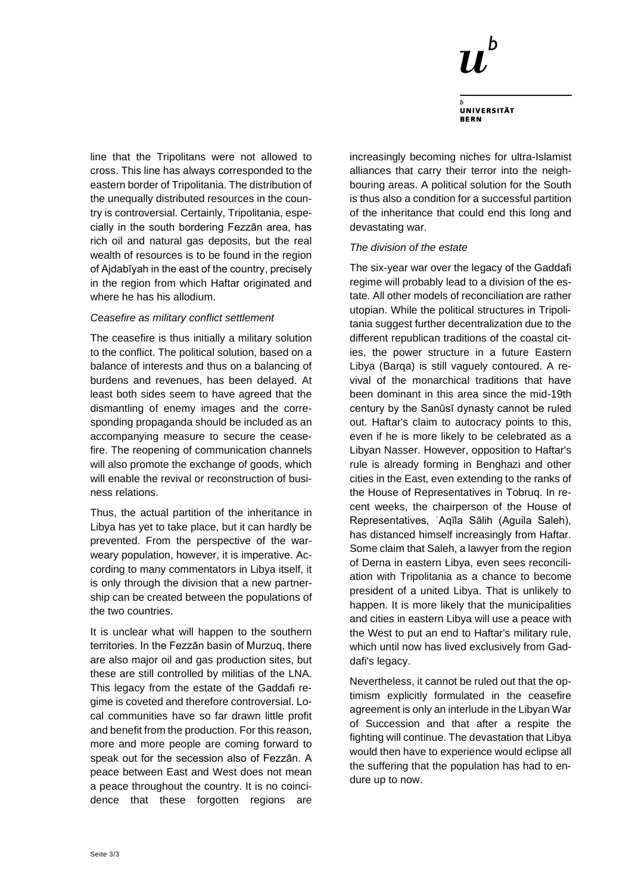line that the Tripolitans were not allowed to cross. This line has always corresponded to the eastern border of Tripolitania. The distribution of the unequally distributed resources in the country is controversial. Certainly, Tripolitania, especially in the south bordering Fezzān area, has rich oil and natural gas deposits, but the real wealth of resources is to be found in the region of Ajdabīyah in the east of the country, precisely in the region from which Haftar originated and where he has his allodium.

*Ceasefire as military conflict settlement*

The ceasefire is thus initially a military solution to the conflict. The political solution, based on a balance of interests and thus on a balancing of burdens and revenues, has been delayed. At least both sides seem to have agreed that the dismantling of enemy images and the corresponding propaganda should be included as an accompanying measure to secure the ceasefire. The reopening of communication channels will also promote the exchange of goods, which will enable the revival or reconstruction of business relations.

Thus, the actual partition of the inheritance in Libya has yet to take place, but it can hardly be prevented. From the perspective of the war-weary population, however, it is imperative. According to many commentators in Libya itself, it is only through the division that a new partnership can be created between the populations of the two countries.

It is unclear what will happen to the southern territories. In the Fezzān basin of Murzuq, there are also major oil and gas production sites, but these are still controlled by militias of the LNA. This legacy from the estate of the Gaddafi regime is coveted and therefore controversial. Local communities have so far drawn little profit and benefit from the production. For this reason, more and more people are coming forward to speak out for the secession also of Fezzān. A peace between East and West does not mean a peace throughout the country. It is no coincidence that these forgotten regions are increasingly becoming niches for ultra-Islamist alliances that carry their terror into the neighbouring areas. A political solution for the South is thus also a condition for a successful partition of the inheritance that could end this long and devastating war.

*The division of the estate*

The six-year war over the legacy of the Gaddafi regime will probably lead to a division of the estate. All other models of reconciliation are rather utopian. While the political structures in Tripolitania suggest further decentralization due to the different republican traditions of the coastal cities, the power structure in a future Eastern Libya (Barqa) is still vaguely contoured. A revival of the monarchical traditions that have been dominant in this area since the mid-19th century by the Sanūsī dynasty cannot be ruled out. Haftar's claim to autocracy points to this, even if he is more likely to be celebrated as a Libyan Nasser. However, opposition to Haftar's rule is already forming in Benghazi and other cities in the East, even extending to the ranks of the House of Representatives in Tobruq. In recent weeks, the chairperson of the House of Representatives, ʿAqīla Sālih (Aguila Saleh), has distanced himself increasingly from Haftar. Some claim that Saleh, a lawyer from the region of Derna in eastern Libya, even sees reconciliation with Tripolitania as a chance to become president of a united Libya. That is unlikely to happen. It is more likely that the municipalities and cities in eastern Libya will use a peace with the West to put an end to Haftar's military rule, which until now has lived exclusively from Gaddafi's legacy.

Nevertheless, it cannot be ruled out that the optimism explicitly formulated in the ceasefire agreement is only an interlude in the Libyan War of Succession and that after a respite the fighting will continue. The devastation that Libya would then have to experience would eclipse all the suffering that the population has had to endure up to now.